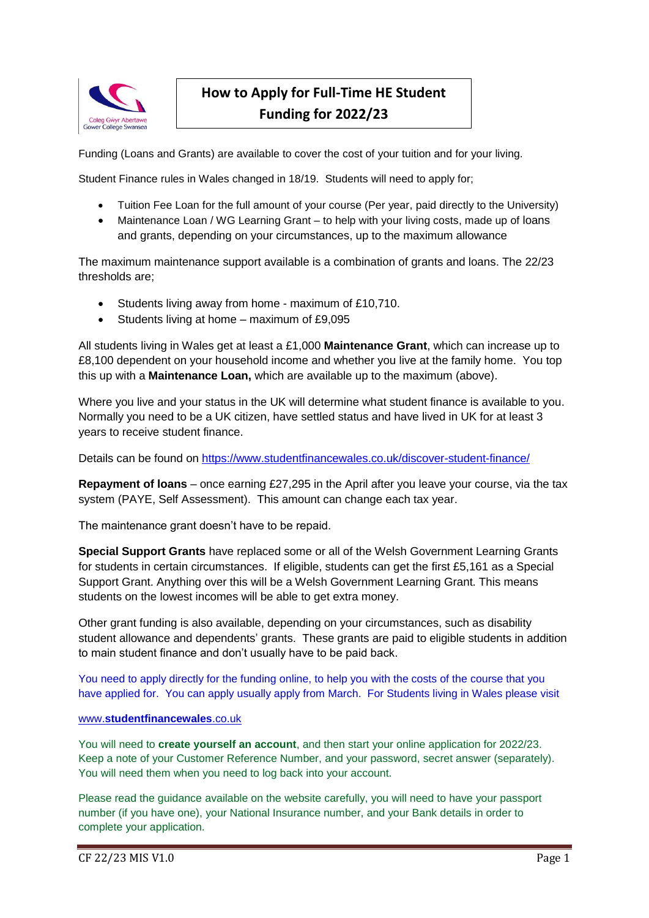# How to Apply for Full-Time HE Student Funding for 2022/23

Funding (Loans and Grants) are available to cover the cost of your tuition and for your living.

Student Finance rules in Wales changed in 18/19. Students will need to apply for;

- Tuition Fee Loan for the full amount of your course (Per year, paid directly to the University)
- Maintenance Loan / WG Learning Grant – to help with your living costs, made up of loans and grants, depending on your circumstances, up to the maximum allowance

The maximum maintenance support available is a combination of grants and loans. The 22/23 thresholds are;

- Students living away from home - maximum of £10,710.
- Students living at home – maximum of £9,095

All students living in Wales get at least a £1,000 **Maintenance Grant**, which can increase up to £8,100 dependent on your household income and whether you live at the family home. You top this up with a **Maintenance Loan,** which are available up to the maximum (above).

Where you live and your status in the UK will determine what student finance is available to you. Normally you need to be a UK citizen, have settled status and have lived in UK for at least 3 years to receive student finance.

Details can be found on https://www.studentfinancewales.co.uk/discover-student-finance/

**Repayment of loans** – once earning £27,295 in the April after you leave your course, via the tax system (PAYE, Self Assessment). This amount can change each tax year.

The maintenance grant doesn't have to be repaid.

**Special Support Grants** have replaced some or all of the Welsh Government Learning Grants for students in certain circumstances. If eligible, students can get the first £5,161 as a Special Support Grant. Anything over this will be a Welsh Government Learning Grant. This means students on the lowest incomes will be able to get extra money.

Other grant funding is also available, depending on your circumstances, such as disability student allowance and dependents' grants. These grants are paid to eligible students in addition to main student finance and don't usually have to be paid back.

You need to apply directly for the funding online, to help you with the costs of the course that you have applied for. You can apply usually apply from March. For Students living in Wales please visit

www.**studentfinancewales**.co.uk

You will need to **create yourself an account**, and then start your online application for 2022/23. Keep a note of your Customer Reference Number, and your password, secret answer (separately). You will need them when you need to log back into your account.

Please read the guidance available on the website carefully, you will need to have your passport number (if you have one), your National Insurance number, and your Bank details in order to complete your application.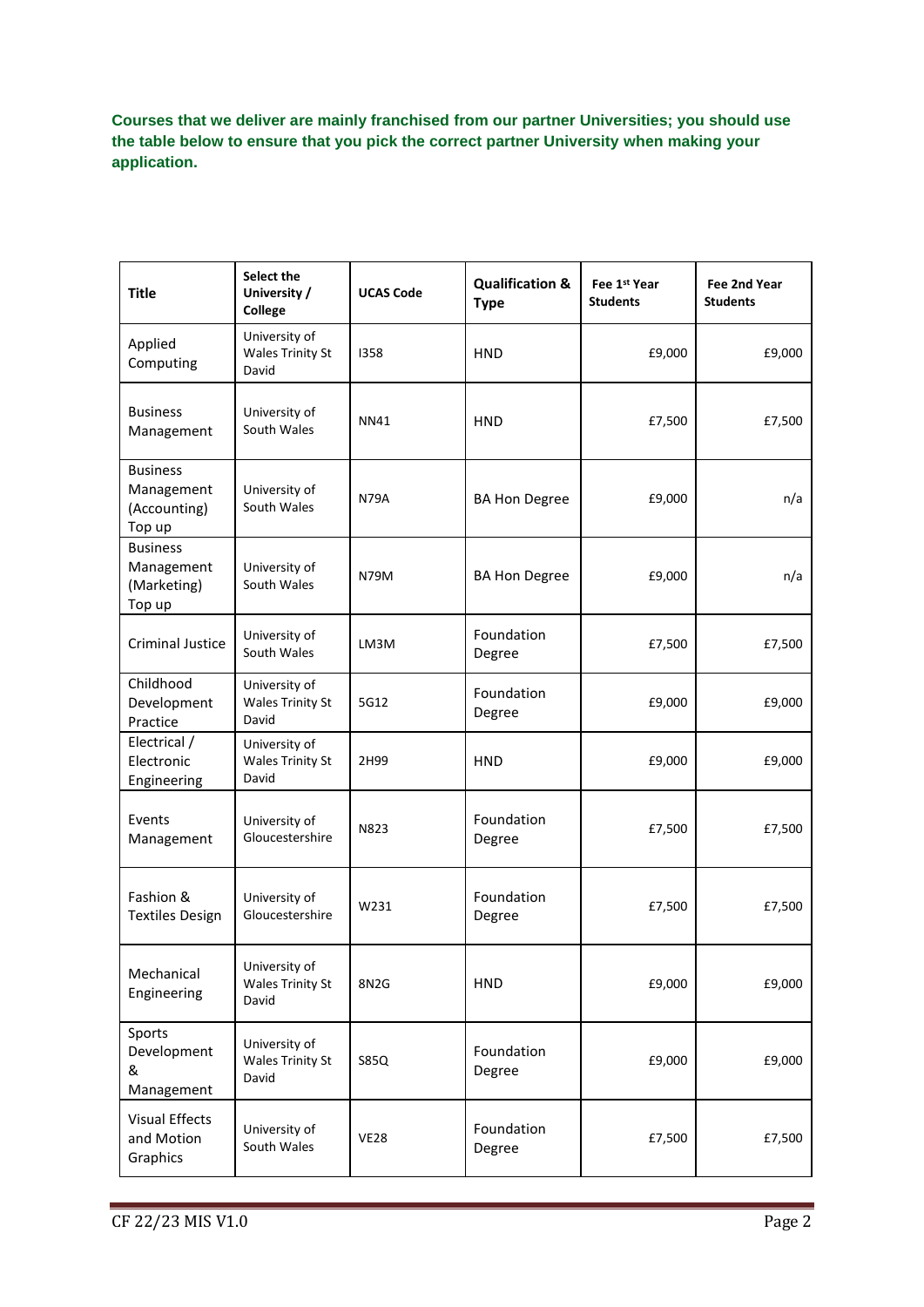**Courses that we deliver are mainly franchised from our partner Universities; you should use the table below to ensure that you pick the correct partner University when making your application.**

| Title | Select the University / College | UCAS Code | Qualification & Type | Fee 1st Year Students | Fee 2nd Year Students |
|---|---|---|---|---|---|
| Applied Computing | University of Wales Trinity St David | I358 | HND | £9,000 | £9,000 |
| Business Management | University of South Wales | NN41 | HND | £7,500 | £7,500 |
| Business Management (Accounting) Top up | University of South Wales | N79A | BA Hon Degree | £9,000 | n/a |
| Business Management (Marketing) Top up | University of South Wales | N79M | BA Hon Degree | £9,000 | n/a |
| Criminal Justice | University of South Wales | LM3M | Foundation Degree | £7,500 | £7,500 |
| Childhood Development Practice | University of Wales Trinity St David | 5G12 | Foundation Degree | £9,000 | £9,000 |
| Electrical / Electronic Engineering | University of Wales Trinity St David | 2H99 | HND | £9,000 | £9,000 |
| Events Management | University of Gloucestershire | N823 | Foundation Degree | £7,500 | £7,500 |
| Fashion & Textiles Design | University of Gloucestershire | W231 | Foundation Degree | £7,500 | £7,500 |
| Mechanical Engineering | University of Wales Trinity St David | 8N2G | HND | £9,000 | £9,000 |
| Sports Development & Management | University of Wales Trinity St David | S85Q | Foundation Degree | £9,000 | £9,000 |
| Visual Effects and Motion Graphics | University of South Wales | VE28 | Foundation Degree | £7,500 | £7,500 |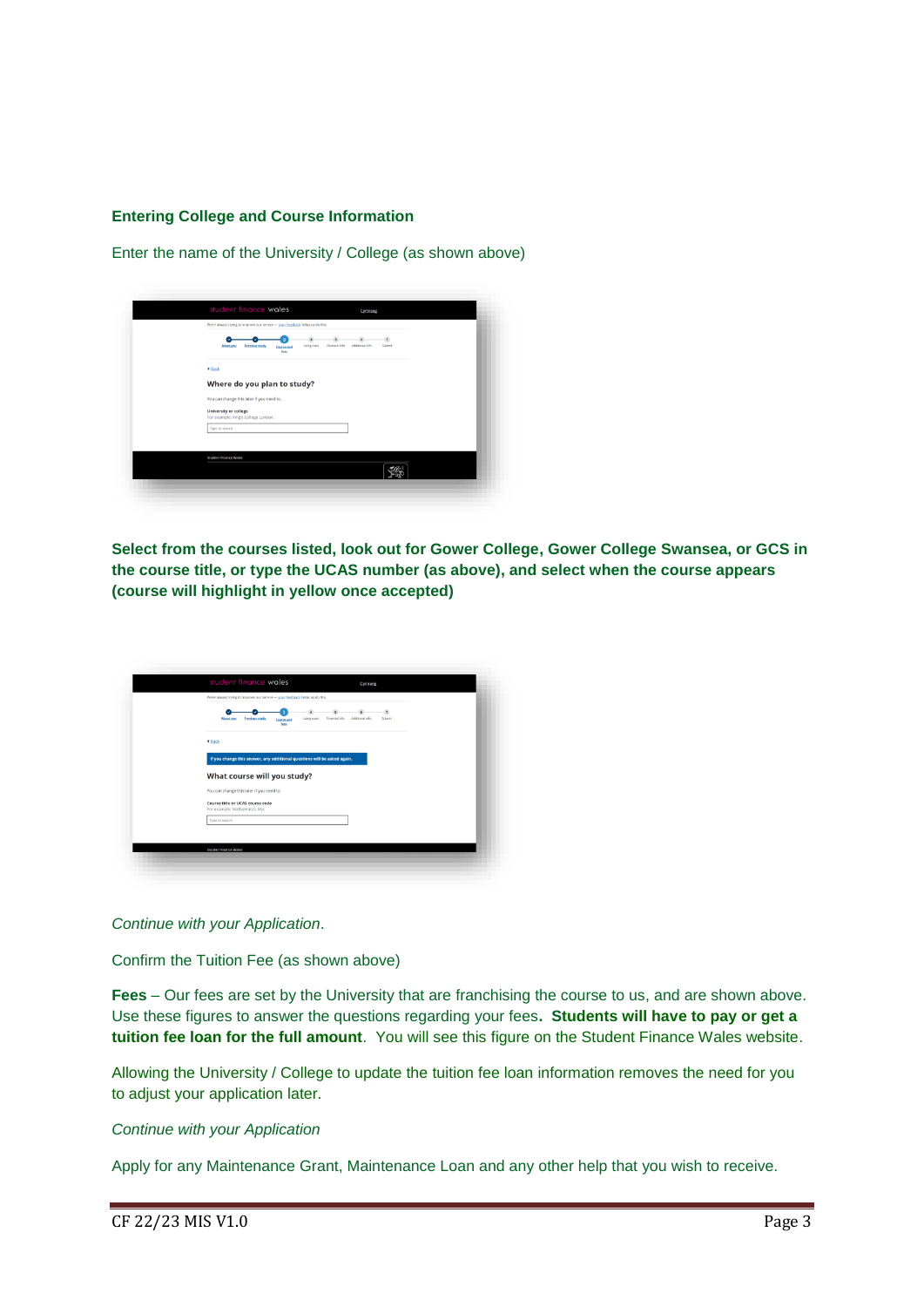### Entering College and Course Information

Enter the name of the University / College (as shown above)

**Select from the courses listed, look out for Gower College, Gower College Swansea, or GCS in the course title, or type the UCAS number (as above), and select when the course appears (course will highlight in yellow once accepted)**

*Continue with your Application*.

Confirm the Tuition Fee (as shown above)

**Fees** – Our fees are set by the University that are franchising the course to us, and are shown above. Use these figures to answer the questions regarding your fees**. Students will have to pay or get a tuition fee loan for the full amount**. You will see this figure on the Student Finance Wales website.

Allowing the University / College to update the tuition fee loan information removes the need for you to adjust your application later.

*Continue with your Application*

Apply for any Maintenance Grant, Maintenance Loan and any other help that you wish to receive.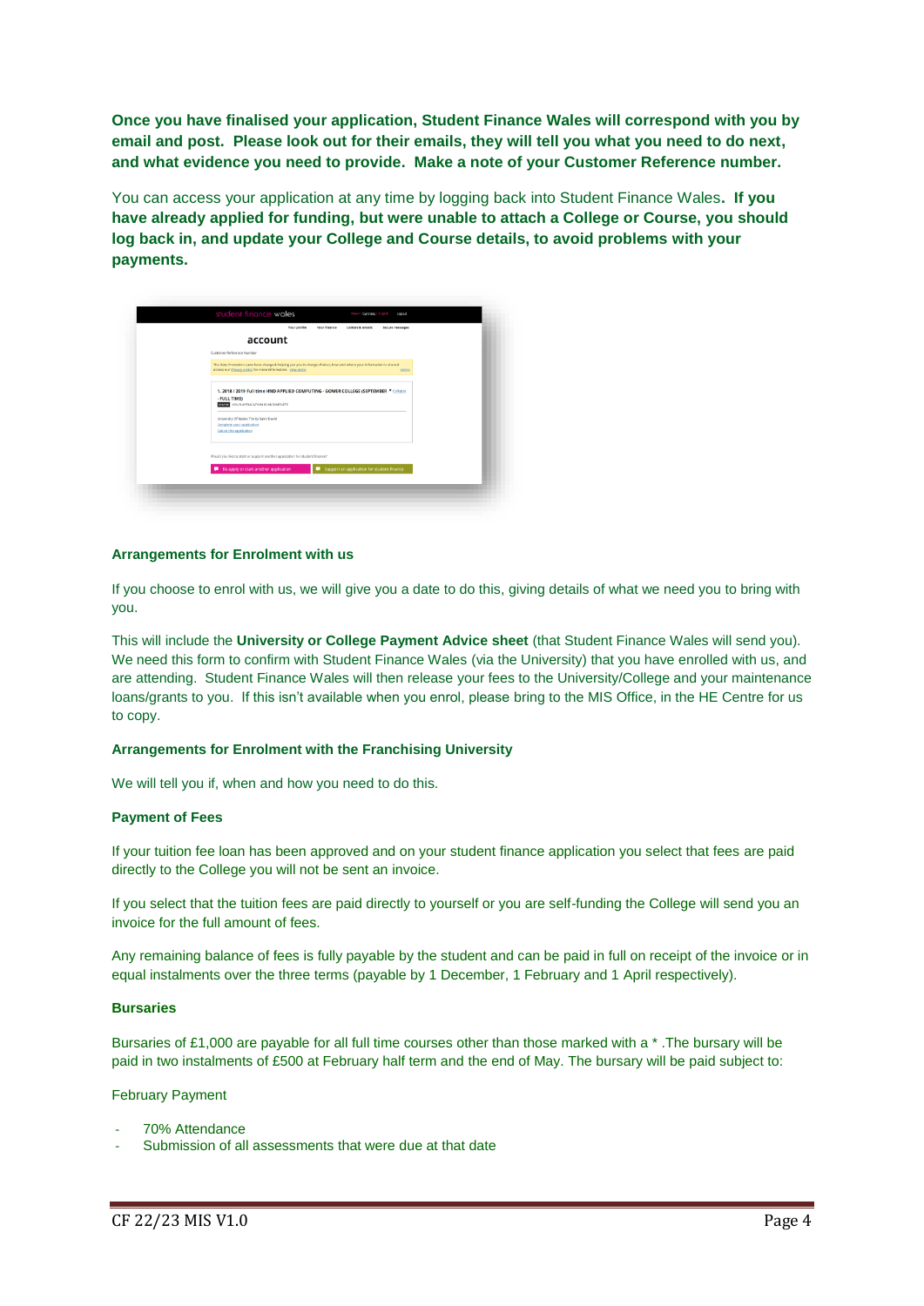**Once you have finalised your application, Student Finance Wales will correspond with you by email and post. Please look out for their emails, they will tell you what you need to do next, and what evidence you need to provide. Make a note of your Customer Reference number.**

You can access your application at any time by logging back into Student Finance Wales**. If you have already applied for funding, but were unable to attach a College or Course, you should log back in, and update your College and Course details, to avoid problems with your payments.**

**Arrangements for Enrolment with us**

If you choose to enrol with us, we will give you a date to do this, giving details of what we need you to bring with you.

This will include the **University or College Payment Advice sheet** (that Student Finance Wales will send you). We need this form to confirm with Student Finance Wales (via the University) that you have enrolled with us, and are attending. Student Finance Wales will then release your fees to the University/College and your maintenance loans/grants to you. If this isn't available when you enrol, please bring to the MIS Office, in the HE Centre for us to copy.

**Arrangements for Enrolment with the Franchising University**

We will tell you if, when and how you need to do this.

**Payment of Fees**

If your tuition fee loan has been approved and on your student finance application you select that fees are paid directly to the College you will not be sent an invoice.

If you select that the tuition fees are paid directly to yourself or you are self-funding the College will send you an invoice for the full amount of fees.

Any remaining balance of fees is fully payable by the student and can be paid in full on receipt of the invoice or in equal instalments over the three terms (payable by 1 December, 1 February and 1 April respectively).

**Bursaries**

Bursaries of £1,000 are payable for all full time courses other than those marked with a * .The bursary will be paid in two instalments of £500 at February half term and the end of May. The bursary will be paid subject to:

February Payment

- 70% Attendance
- Submission of all assessments that were due at that date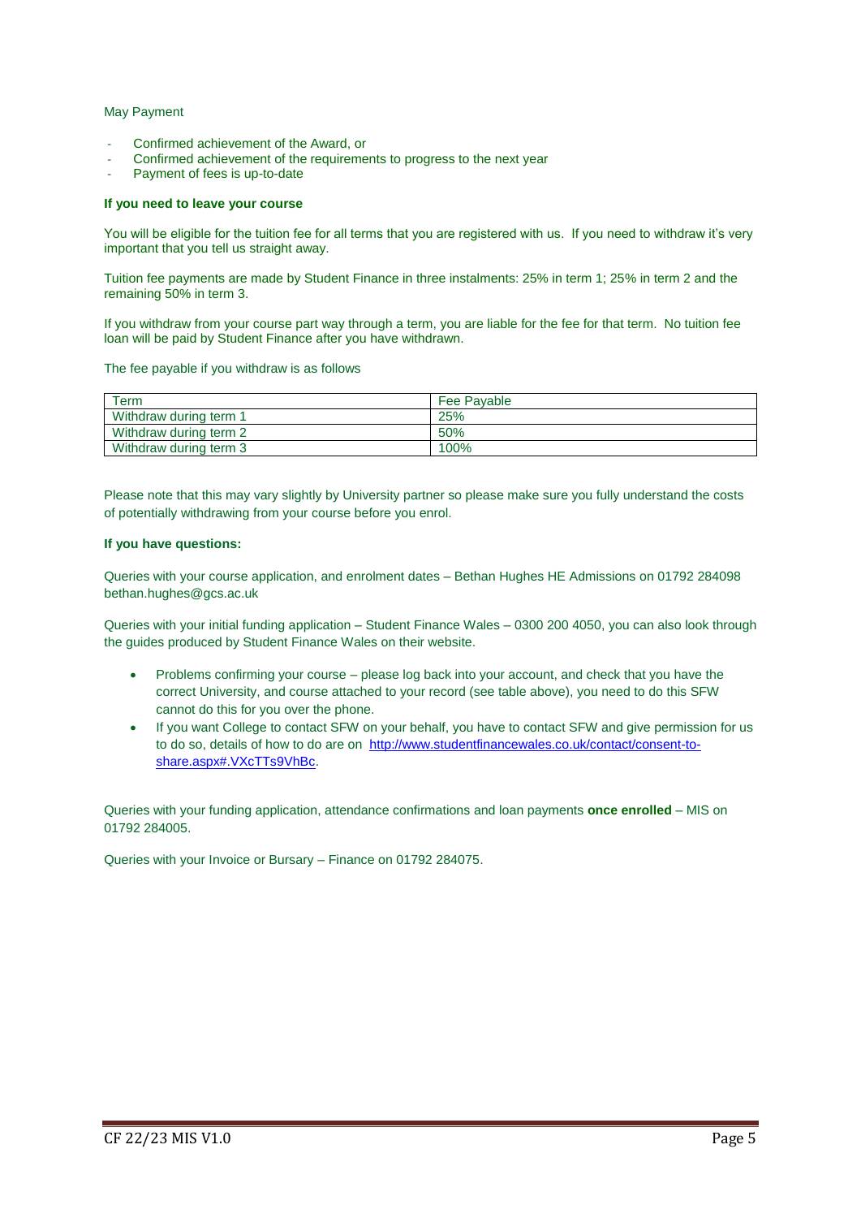May Payment

- Confirmed achievement of the Award, or
- Confirmed achievement of the requirements to progress to the next year
- Payment of fees is up-to-date

**If you need to leave your course**

You will be eligible for the tuition fee for all terms that you are registered with us. If you need to withdraw it's very important that you tell us straight away.

Tuition fee payments are made by Student Finance in three instalments: 25% in term 1; 25% in term 2 and the remaining 50% in term 3.

If you withdraw from your course part way through a term, you are liable for the fee for that term. No tuition fee loan will be paid by Student Finance after you have withdrawn.

The fee payable if you withdraw is as follows

| Term | Fee Payable |
|---|---|
| Withdraw during term 1 | 25% |
| Withdraw during term 2 | 50% |
| Withdraw during term 3 | 100% |

Please note that this may vary slightly by University partner so please make sure you fully understand the costs of potentially withdrawing from your course before you enrol.

**If you have questions:**

Queries with your course application, and enrolment dates – Bethan Hughes HE Admissions on 01792 284098 bethan.hughes@gcs.ac.uk

Queries with your initial funding application – Student Finance Wales – 0300 200 4050, you can also look through the guides produced by Student Finance Wales on their website.

- Problems confirming your course – please log back into your account, and check that you have the correct University, and course attached to your record (see table above), you need to do this SFW cannot do this for you over the phone.
- If you want College to contact SFW on your behalf, you have to contact SFW and give permission for us to do so, details of how to do are on http://www.studentfinancewales.co.uk/contact/consent-to-share.aspx#.VXcTTs9VhBc.

Queries with your funding application, attendance confirmations and loan payments **once enrolled** – MIS on 01792 284005.

Queries with your Invoice or Bursary – Finance on 01792 284075.